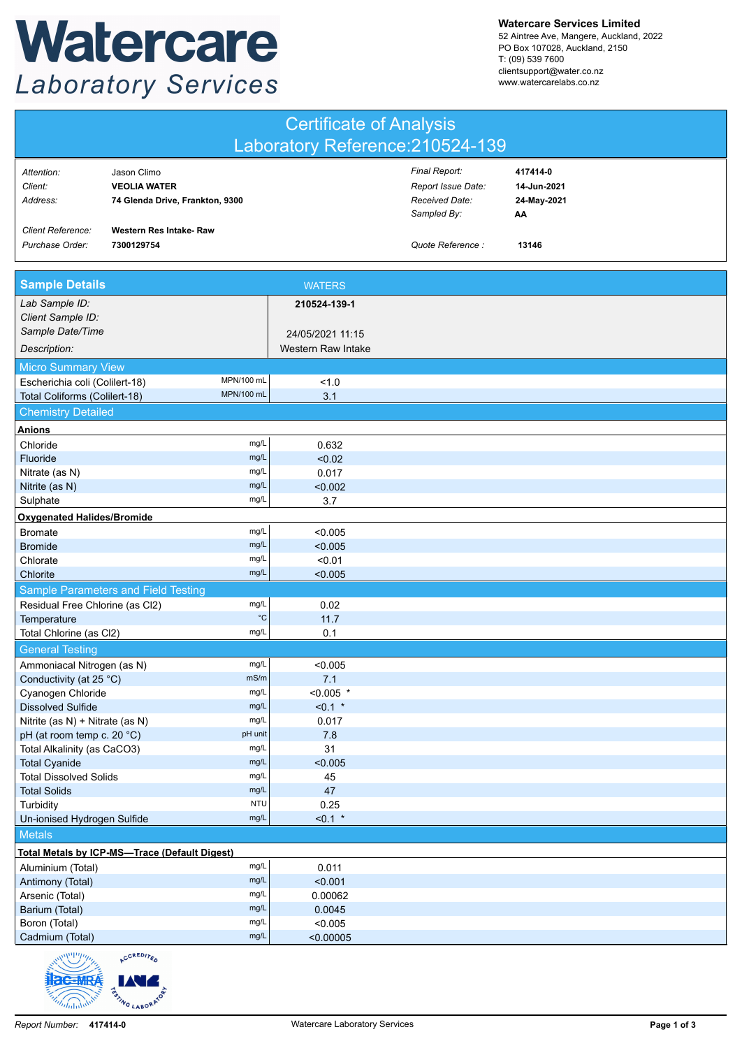# Watercare Laboratory Services

**Watercare Services Limited**
52 Aintree Ave, Mangere, Auckland, 2022
PO Box 107028, Auckland, 2150
T: (09) 539 7600
clientsupport@water.co.nz
www.watercarelabs.co.nz

## Certificate of Analysis
## Laboratory Reference:210524-139

| | | | |
|---|---|---|---|
| *Attention:* | Jason Climo | *Final Report:* | **417414-0** |
| *Client:* | **VEOLIA WATER** | *Report Issue Date:* | **14-Jun-2021** |
| *Address:* | **74 Glenda Drive, Frankton, 9300** | *Received Date:* | **24-May-2021** |
| | | *Sampled By:* | **AA** |
| *Client Reference:* | **Western Res Intake- Raw** | | |
| *Purchase Order:* | **7300129754** | *Quote Reference :* | **13146** |

| **Sample Details** | | WATERS |
|---|---|---|
| *Lab Sample ID:* | | **210524-139-1** |
| *Client Sample ID:* | | |
| *Sample Date/Time* | | 24/05/2021 11:15 |
| *Description:* | | Western Raw Intake |
| **Micro Summary View** | | |
| Escherichia coli (Colilert-18) | MPN/100 mL | <1.0 |
| Total Coliforms (Colilert-18) | MPN/100 mL | 3.1 |
| **Chemistry Detailed** | | |
| **Anions** | | |
| Chloride | mg/L | 0.632 |
| Fluoride | mg/L | <0.02 |
| Nitrate (as N) | mg/L | 0.017 |
| Nitrite (as N) | mg/L | <0.002 |
| Sulphate | mg/L | 3.7 |
| **Oxygenated Halides/Bromide** | | |
| Bromate | mg/L | <0.005 |
| Bromide | mg/L | <0.005 |
| Chlorate | mg/L | <0.01 |
| Chlorite | mg/L | <0.005 |
| **Sample Parameters and Field Testing** | | |
| Residual Free Chlorine (as Cl2) | mg/L | 0.02 |
| Temperature | °C | 11.7 |
| Total Chlorine (as Cl2) | mg/L | 0.1 |
| **General Testing** | | |
| Ammoniacal Nitrogen (as N) | mg/L | <0.005 |
| Conductivity (at 25 °C) | mS/m | 7.1 |
| Cyanogen Chloride | mg/L | <0.005 * |
| Dissolved Sulfide | mg/L | <0.1 * |
| Nitrite (as N) + Nitrate (as N) | mg/L | 0.017 |
| pH (at room temp c. 20 °C) | pH unit | 7.8 |
| Total Alkalinity (as CaCO3) | mg/L | 31 |
| Total Cyanide | mg/L | <0.005 |
| Total Dissolved Solids | mg/L | 45 |
| Total Solids | mg/L | 47 |
| Turbidity | NTU | 0.25 |
| Un-ionised Hydrogen Sulfide | mg/L | <0.1 * |
| **Metals** | | |
| **Total Metals by ICP-MS—Trace (Default Digest)** | | |
| Aluminium (Total) | mg/L | 0.011 |
| Antimony (Total) | mg/L | <0.001 |
| Arsenic (Total) | mg/L | 0.00062 |
| Barium (Total) | mg/L | 0.0045 |
| Boron (Total) | mg/L | <0.005 |
| Cadmium (Total) | mg/L | <0.00005 |

*Report Number:* **417414-0**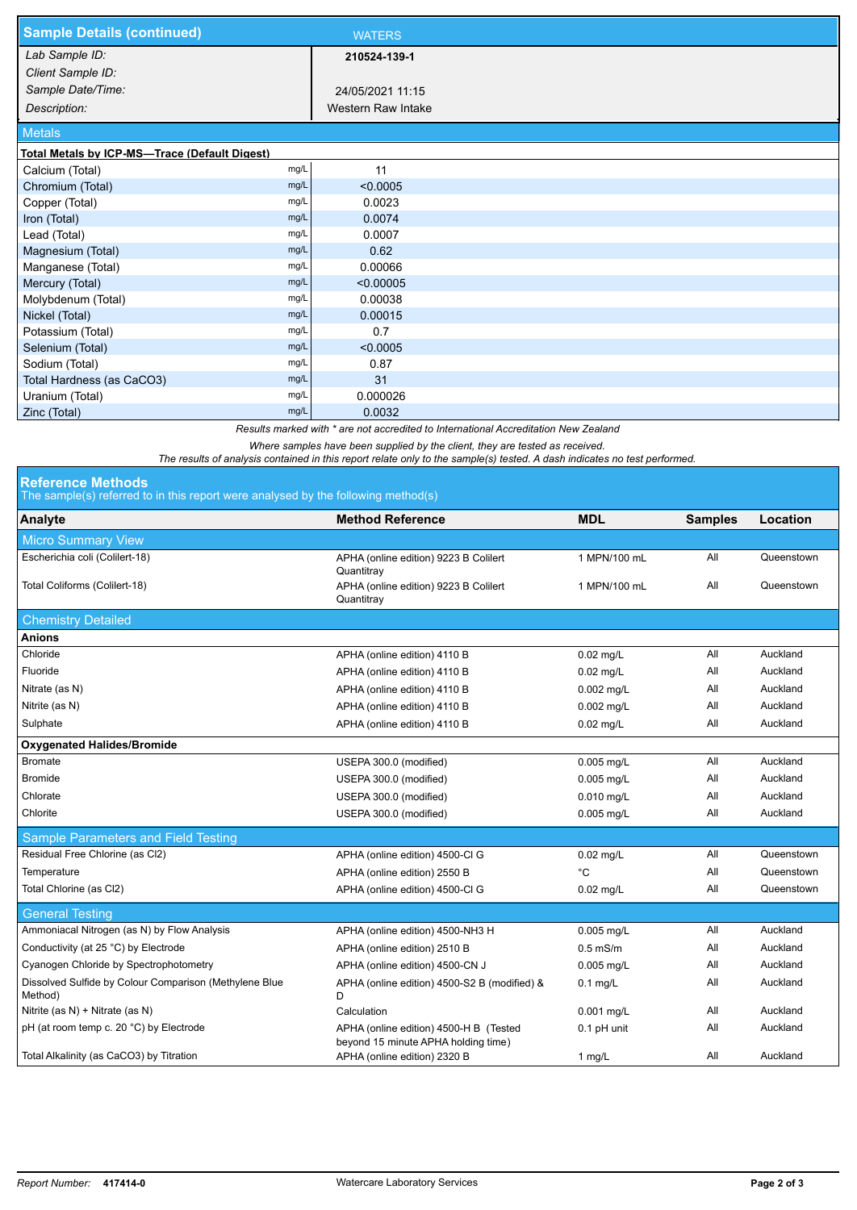## Sample Details (continued)

| | WATERS |
|---|---|
| *Lab Sample ID:* | **210524-139-1** |
| *Client Sample ID:* | |
| *Sample Date/Time:* | 24/05/2021 11:15 |
| *Description:* | Western Raw Intake |

### Metals

**Total Metals by ICP-MS—Trace (Default Digest)**

| Analyte | Units | Result |
|---|---|---|
| Calcium (Total) | mg/L | 11 |
| Chromium (Total) | mg/L | <0.0005 |
| Copper (Total) | mg/L | 0.0023 |
| Iron (Total) | mg/L | 0.0074 |
| Lead (Total) | mg/L | 0.0007 |
| Magnesium (Total) | mg/L | 0.62 |
| Manganese (Total) | mg/L | 0.00066 |
| Mercury (Total) | mg/L | <0.00005 |
| Molybdenum (Total) | mg/L | 0.00038 |
| Nickel (Total) | mg/L | 0.00015 |
| Potassium (Total) | mg/L | 0.7 |
| Selenium (Total) | mg/L | <0.0005 |
| Sodium (Total) | mg/L | 0.87 |
| Total Hardness (as CaCO3) | mg/L | 31 |
| Uranium (Total) | mg/L | 0.000026 |
| Zinc (Total) | mg/L | 0.0032 |

*Results marked with * are not accredited to International Accreditation New Zealand*

*Where samples have been supplied by the client, they are tested as received.*
*The results of analysis contained in this report relate only to the sample(s) tested. A dash indicates no test performed.*

## Reference Methods

The sample(s) referred to in this report were analysed by the following method(s)

| Analyte | Method Reference | MDL | Samples | Location |
|---|---|---|---|---|
| **Micro Summary View** | | | | |
| Escherichia coli (Colilert-18) | APHA (online edition) 9223 B Colilert Quantitray | 1 MPN/100 mL | All | Queenstown |
| Total Coliforms (Colilert-18) | APHA (online edition) 9223 B Colilert Quantitray | 1 MPN/100 mL | All | Queenstown |
| **Chemistry Detailed** | | | | |
| **Anions** | | | | |
| Chloride | APHA (online edition) 4110 B | 0.02 mg/L | All | Auckland |
| Fluoride | APHA (online edition) 4110 B | 0.02 mg/L | All | Auckland |
| Nitrate (as N) | APHA (online edition) 4110 B | 0.002 mg/L | All | Auckland |
| Nitrite (as N) | APHA (online edition) 4110 B | 0.002 mg/L | All | Auckland |
| Sulphate | APHA (online edition) 4110 B | 0.02 mg/L | All | Auckland |
| **Oxygenated Halides/Bromide** | | | | |
| Bromate | USEPA 300.0 (modified) | 0.005 mg/L | All | Auckland |
| Bromide | USEPA 300.0 (modified) | 0.005 mg/L | All | Auckland |
| Chlorate | USEPA 300.0 (modified) | 0.010 mg/L | All | Auckland |
| Chlorite | USEPA 300.0 (modified) | 0.005 mg/L | All | Auckland |
| **Sample Parameters and Field Testing** | | | | |
| Residual Free Chlorine (as Cl2) | APHA (online edition) 4500-Cl G | 0.02 mg/L | All | Queenstown |
| Temperature | APHA (online edition) 2550 B | °C | All | Queenstown |
| Total Chlorine (as Cl2) | APHA (online edition) 4500-Cl G | 0.02 mg/L | All | Queenstown |
| **General Testing** | | | | |
| Ammoniacal Nitrogen (as N) by Flow Analysis | APHA (online edition) 4500-NH3 H | 0.005 mg/L | All | Auckland |
| Conductivity (at 25 °C) by Electrode | APHA (online edition) 2510 B | 0.5 mS/m | All | Auckland |
| Cyanogen Chloride by Spectrophotometry | APHA (online edition) 4500-CN J | 0.005 mg/L | All | Auckland |
| Dissolved Sulfide by Colour Comparison (Methylene Blue Method) | APHA (online edition) 4500-S2 B (modified) & D | 0.1 mg/L | All | Auckland |
| Nitrite (as N) + Nitrate (as N) | Calculation | 0.001 mg/L | All | Auckland |
| pH (at room temp c. 20 °C) by Electrode | APHA (online edition) 4500-H B (Tested beyond 15 minute APHA holding time) | 0.1 pH unit | All | Auckland |
| Total Alkalinity (as CaCO3) by Titration | APHA (online edition) 2320 B | 1 mg/L | All | Auckland |

*Report Number:* **417414-0** Watercare Laboratory Services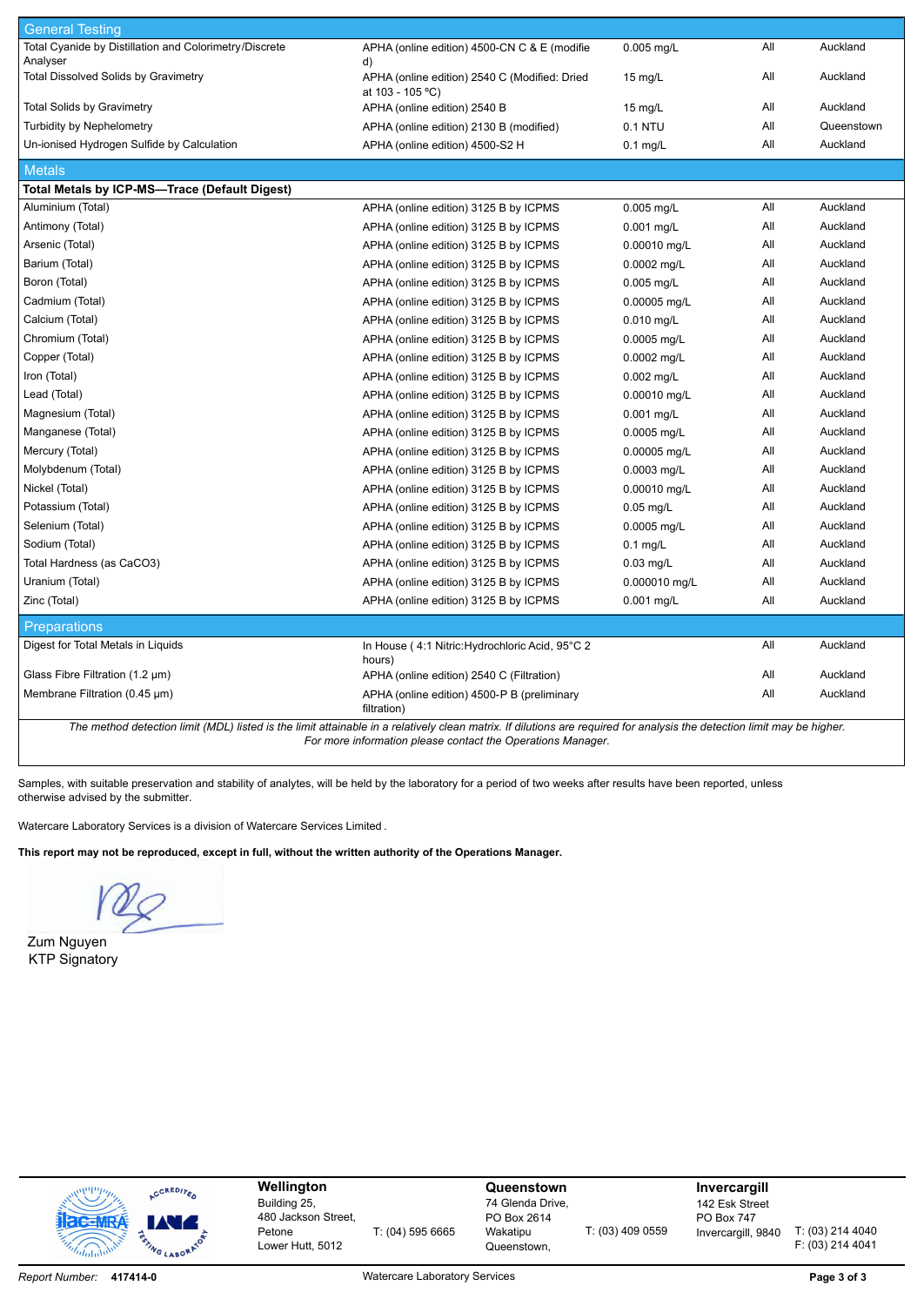| | | | | |
|---|---|---|---|---|
| **General Testing** | | | | |
| Total Cyanide by Distillation and Colorimetry/Discrete Analyser | APHA (online edition) 4500-CN C & E (modified) | 0.005 mg/L | All | Auckland |
| Total Dissolved Solids by Gravimetry | APHA (online edition) 2540 C (Modified: Dried at 103 - 105 °C) | 15 mg/L | All | Auckland |
| Total Solids by Gravimetry | APHA (online edition) 2540 B | 15 mg/L | All | Auckland |
| Turbidity by Nephelometry | APHA (online edition) 2130 B (modified) | 0.1 NTU | All | Queenstown |
| Un-ionised Hydrogen Sulfide by Calculation | APHA (online edition) 4500-S2 H | 0.1 mg/L | All | Auckland |
| **Metals** | | | | |
| **Total Metals by ICP-MS—Trace (Default Digest)** | | | | |
| Aluminium (Total) | APHA (online edition) 3125 B by ICPMS | 0.005 mg/L | All | Auckland |
| Antimony (Total) | APHA (online edition) 3125 B by ICPMS | 0.001 mg/L | All | Auckland |
| Arsenic (Total) | APHA (online edition) 3125 B by ICPMS | 0.00010 mg/L | All | Auckland |
| Barium (Total) | APHA (online edition) 3125 B by ICPMS | 0.0002 mg/L | All | Auckland |
| Boron (Total) | APHA (online edition) 3125 B by ICPMS | 0.005 mg/L | All | Auckland |
| Cadmium (Total) | APHA (online edition) 3125 B by ICPMS | 0.00005 mg/L | All | Auckland |
| Calcium (Total) | APHA (online edition) 3125 B by ICPMS | 0.010 mg/L | All | Auckland |
| Chromium (Total) | APHA (online edition) 3125 B by ICPMS | 0.0005 mg/L | All | Auckland |
| Copper (Total) | APHA (online edition) 3125 B by ICPMS | 0.0002 mg/L | All | Auckland |
| Iron (Total) | APHA (online edition) 3125 B by ICPMS | 0.002 mg/L | All | Auckland |
| Lead (Total) | APHA (online edition) 3125 B by ICPMS | 0.00010 mg/L | All | Auckland |
| Magnesium (Total) | APHA (online edition) 3125 B by ICPMS | 0.001 mg/L | All | Auckland |
| Manganese (Total) | APHA (online edition) 3125 B by ICPMS | 0.0005 mg/L | All | Auckland |
| Mercury (Total) | APHA (online edition) 3125 B by ICPMS | 0.00005 mg/L | All | Auckland |
| Molybdenum (Total) | APHA (online edition) 3125 B by ICPMS | 0.0003 mg/L | All | Auckland |
| Nickel (Total) | APHA (online edition) 3125 B by ICPMS | 0.00010 mg/L | All | Auckland |
| Potassium (Total) | APHA (online edition) 3125 B by ICPMS | 0.05 mg/L | All | Auckland |
| Selenium (Total) | APHA (online edition) 3125 B by ICPMS | 0.0005 mg/L | All | Auckland |
| Sodium (Total) | APHA (online edition) 3125 B by ICPMS | 0.1 mg/L | All | Auckland |
| Total Hardness (as CaCO3) | APHA (online edition) 3125 B by ICPMS | 0.03 mg/L | All | Auckland |
| Uranium (Total) | APHA (online edition) 3125 B by ICPMS | 0.000010 mg/L | All | Auckland |
| Zinc (Total) | APHA (online edition) 3125 B by ICPMS | 0.001 mg/L | All | Auckland |
| **Preparations** | | | | |
| Digest for Total Metals in Liquids | In House ( 4:1 Nitric:Hydrochloric Acid, 95°C 2 hours) | | All | Auckland |
| Glass Fibre Filtration (1.2 µm) | APHA (online edition) 2540 C (Filtration) | | All | Auckland |
| Membrane Filtration (0.45 µm) | APHA (online edition) 4500-P B (preliminary filtration) | | All | Auckland |

*The method detection limit (MDL) listed is the limit attainable in a relatively clean matrix. If dilutions are required for analysis the detection limit may be higher. For more information please contact the Operations Manager.*

Samples, with suitable preservation and stability of analytes, will be held by the laboratory for a period of two weeks after results have been reported, unless otherwise advised by the submitter.

Watercare Laboratory Services is a division of Watercare Services Limited .

**This report may not be reproduced, except in full, without the written authority of the Operations Manager.**

Zum Nguyen
KTP Signatory

**Wellington**
Building 25,
480 Jackson Street,
Petone
Lower Hutt, 5012
T: (04) 595 6665

**Queenstown**
74 Glenda Drive,
PO Box 2614
Wakatipu
Queenstown,
T: (03) 409 0559

**Invercargill**
142 Esk Street
PO Box 747
Invercargill, 9840
T: (03) 214 4040
F: (03) 214 4041

*Report Number:* **417414-0**